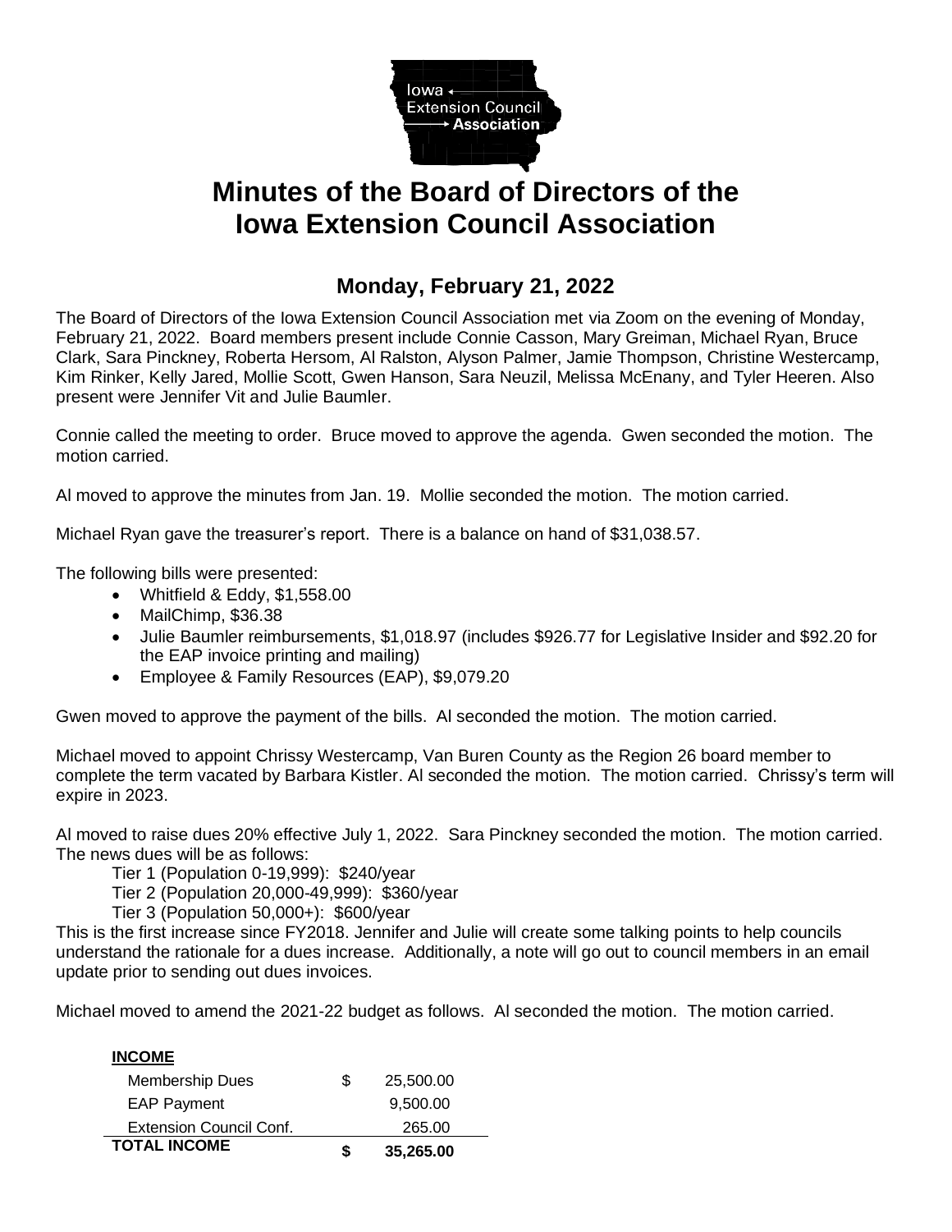# Minutes of the Board of Directors of the Iowa Extension Council Association

## Monday, February 21, 2022

The Board of Directors of the Iowa Extension Council Association met via Zoom on the evening of Monday, February 21, 2022. Board members present include Connie Casson, Mary Greiman, Michael Ryan, Bruce Clark, Sara Pinckney, Roberta Hersom, Al Ralston, Alyson Palmer, Jamie Thompson, Christine Westercamp, Kim Rinker, Kelly Jared, Mollie Scott, Gwen Hanson, Sara Neuzil, Melissa McEnany, and Tyler Heeren. Also present were Jennifer Vit and Julie Baumler.

Connie called the meeting to order. Bruce moved to approve the agenda. Gwen seconded the motion. The motion carried.

Al moved to approve the minutes from Jan. 19. Mollie seconded the motion. The motion carried.

Michael Ryan gave the treasurer's report. There is a balance on hand of $31,038.57.

The following bills were presented:

- Whitfield & Eddy, $1,558.00
- MailChimp, $36.38
- Julie Baumler reimbursements, $1,018.97 (includes $926.77 for Legislative Insider and $92.20 for the EAP invoice printing and mailing)
- Employee & Family Resources (EAP), $9,079.20

Gwen moved to approve the payment of the bills. Al seconded the motion. The motion carried.

Michael moved to appoint Chrissy Westercamp, Van Buren County as the Region 26 board member to complete the term vacated by Barbara Kistler. Al seconded the motion. The motion carried. Chrissy's term will expire in 2023.

Al moved to raise dues 20% effective July 1, 2022. Sara Pinckney seconded the motion. The motion carried. The news dues will be as follows:

Tier 1 (Population 0-19,999): $240/year
Tier 2 (Population 20,000-49,999): $360/year
Tier 3 (Population 50,000+): $600/year

This is the first increase since FY2018. Jennifer and Julie will create some talking points to help councils understand the rationale for a dues increase. Additionally, a note will go out to council members in an email update prior to sending out dues invoices.

Michael moved to amend the 2021-22 budget as follows. Al seconded the motion. The motion carried.

| **INCOME** | | |
|---|---|---|
| Membership Dues | $ | 25,500.00 |
| EAP Payment | | 9,500.00 |
| Extension Council Conf. | | 265.00 |
| **TOTAL INCOME** | **$** | **35,265.00** |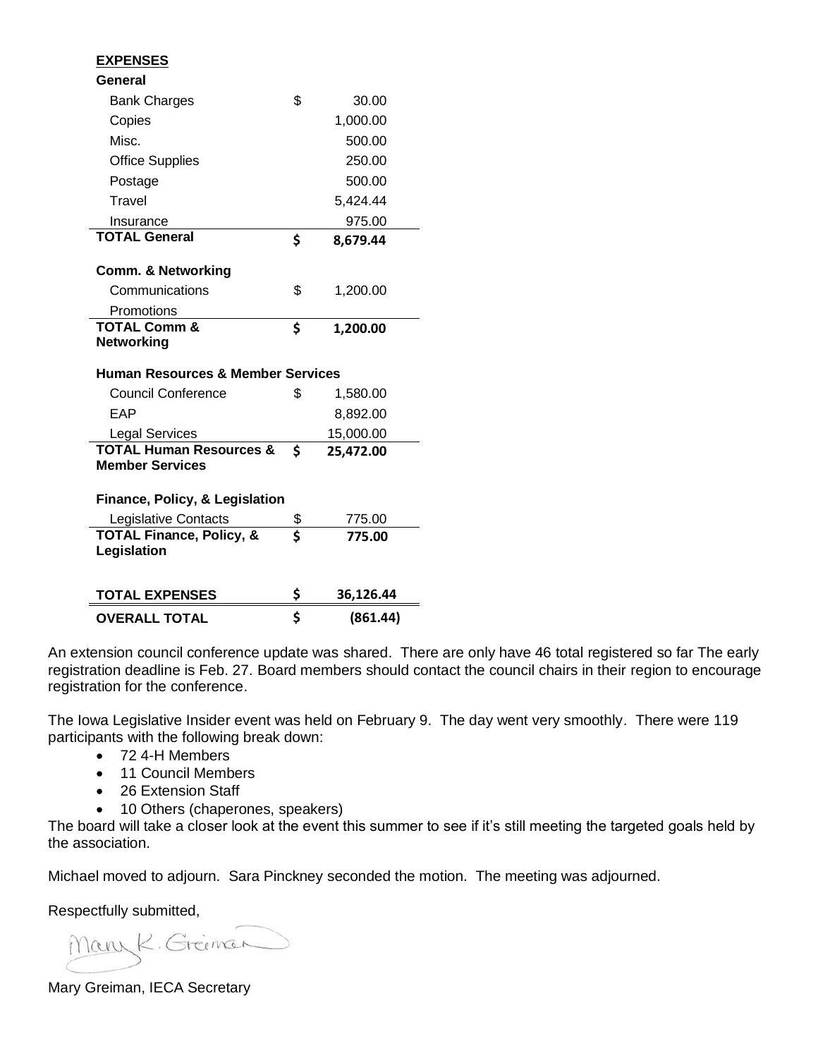**EXPENSES**

| | | |
|---|---|---|
| **General** | | |
| Bank Charges | $ | 30.00 |
| Copies | | 1,000.00 |
| Misc. | | 500.00 |
| Office Supplies | | 250.00 |
| Postage | | 500.00 |
| Travel | | 5,424.44 |
| Insurance | | 975.00 |
| **TOTAL General** | **$** | **8,679.44** |
| | | |
| **Comm. & Networking** | | |
| Communications | $ | 1,200.00 |
| Promotions | | |
| **TOTAL Comm & Networking** | **$** | **1,200.00** |
| | | |
| **Human Resources & Member Services** | | |
| Council Conference | $ | 1,580.00 |
| EAP | | 8,892.00 |
| Legal Services | | 15,000.00 |
| **TOTAL Human Resources & Member Services** | **$** | **25,472.00** |
| | | |
| **Finance, Policy, & Legislation** | | |
| Legislative Contacts | $ | 775.00 |
| **TOTAL Finance, Policy, & Legislation** | **$** | **775.00** |
| | | |
| **TOTAL EXPENSES** | **$** | **36,126.44** |
| **OVERALL TOTAL** | **$** | **(861.44)** |

An extension council conference update was shared. There are only have 46 total registered so far The early registration deadline is Feb. 27. Board members should contact the council chairs in their region to encourage registration for the conference.

The Iowa Legislative Insider event was held on February 9. The day went very smoothly. There were 119 participants with the following break down:

- 72 4-H Members
- 11 Council Members
- 26 Extension Staff
- 10 Others (chaperones, speakers)

The board will take a closer look at the event this summer to see if it's still meeting the targeted goals held by the association.

Michael moved to adjourn. Sara Pinckney seconded the motion. The meeting was adjourned.

Respectfully submitted,

Mary K. Greiman

Mary Greiman, IECA Secretary